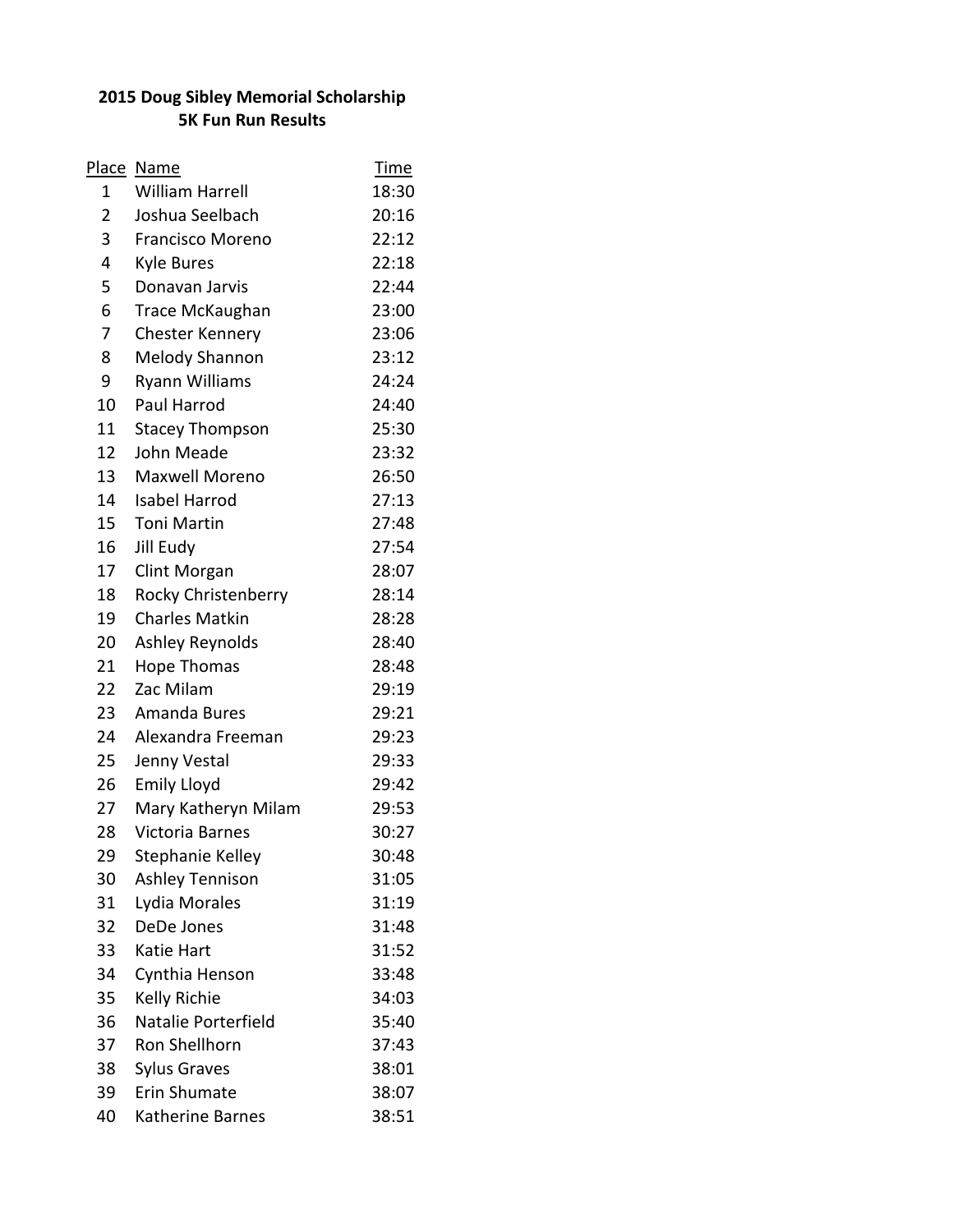**2015 Doug Sibley Memorial Scholarship**
**5K Fun Run Results**

| Place | Name | Time |
|---|---|---|
| 1 | William Harrell | 18:30 |
| 2 | Joshua Seelbach | 20:16 |
| 3 | Francisco Moreno | 22:12 |
| 4 | Kyle Bures | 22:18 |
| 5 | Donavan Jarvis | 22:44 |
| 6 | Trace McKaughan | 23:00 |
| 7 | Chester Kennery | 23:06 |
| 8 | Melody Shannon | 23:12 |
| 9 | Ryann Williams | 24:24 |
| 10 | Paul Harrod | 24:40 |
| 11 | Stacey Thompson | 25:30 |
| 12 | John Meade | 23:32 |
| 13 | Maxwell Moreno | 26:50 |
| 14 | Isabel Harrod | 27:13 |
| 15 | Toni Martin | 27:48 |
| 16 | Jill Eudy | 27:54 |
| 17 | Clint Morgan | 28:07 |
| 18 | Rocky Christenberry | 28:14 |
| 19 | Charles Matkin | 28:28 |
| 20 | Ashley Reynolds | 28:40 |
| 21 | Hope Thomas | 28:48 |
| 22 | Zac Milam | 29:19 |
| 23 | Amanda Bures | 29:21 |
| 24 | Alexandra Freeman | 29:23 |
| 25 | Jenny Vestal | 29:33 |
| 26 | Emily Lloyd | 29:42 |
| 27 | Mary Katheryn Milam | 29:53 |
| 28 | Victoria Barnes | 30:27 |
| 29 | Stephanie Kelley | 30:48 |
| 30 | Ashley Tennison | 31:05 |
| 31 | Lydia Morales | 31:19 |
| 32 | DeDe Jones | 31:48 |
| 33 | Katie Hart | 31:52 |
| 34 | Cynthia Henson | 33:48 |
| 35 | Kelly Richie | 34:03 |
| 36 | Natalie Porterfield | 35:40 |
| 37 | Ron Shellhorn | 37:43 |
| 38 | Sylus Graves | 38:01 |
| 39 | Erin Shumate | 38:07 |
| 40 | Katherine Barnes | 38:51 |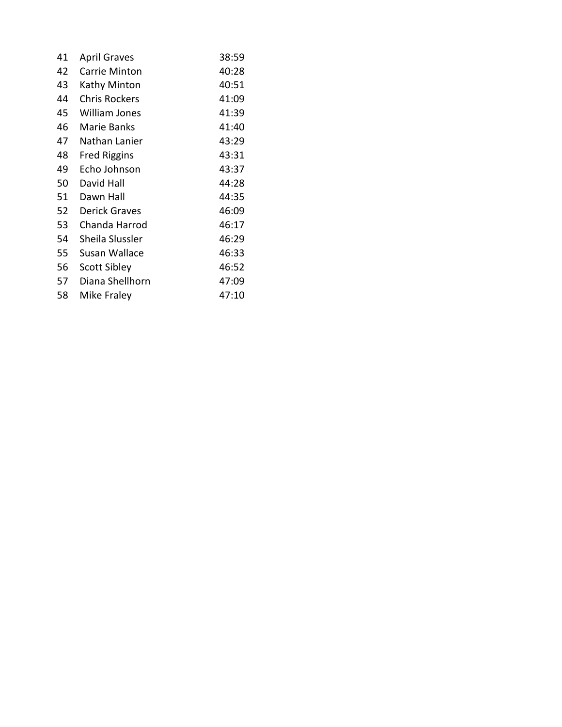| | | |
|---|---|---|
| 41 | April Graves | 38:59 |
| 42 | Carrie Minton | 40:28 |
| 43 | Kathy Minton | 40:51 |
| 44 | Chris Rockers | 41:09 |
| 45 | William Jones | 41:39 |
| 46 | Marie Banks | 41:40 |
| 47 | Nathan Lanier | 43:29 |
| 48 | Fred Riggins | 43:31 |
| 49 | Echo Johnson | 43:37 |
| 50 | David Hall | 44:28 |
| 51 | Dawn Hall | 44:35 |
| 52 | Derick Graves | 46:09 |
| 53 | Chanda Harrod | 46:17 |
| 54 | Sheila Slussler | 46:29 |
| 55 | Susan Wallace | 46:33 |
| 56 | Scott Sibley | 46:52 |
| 57 | Diana Shellhorn | 47:09 |
| 58 | Mike Fraley | 47:10 |